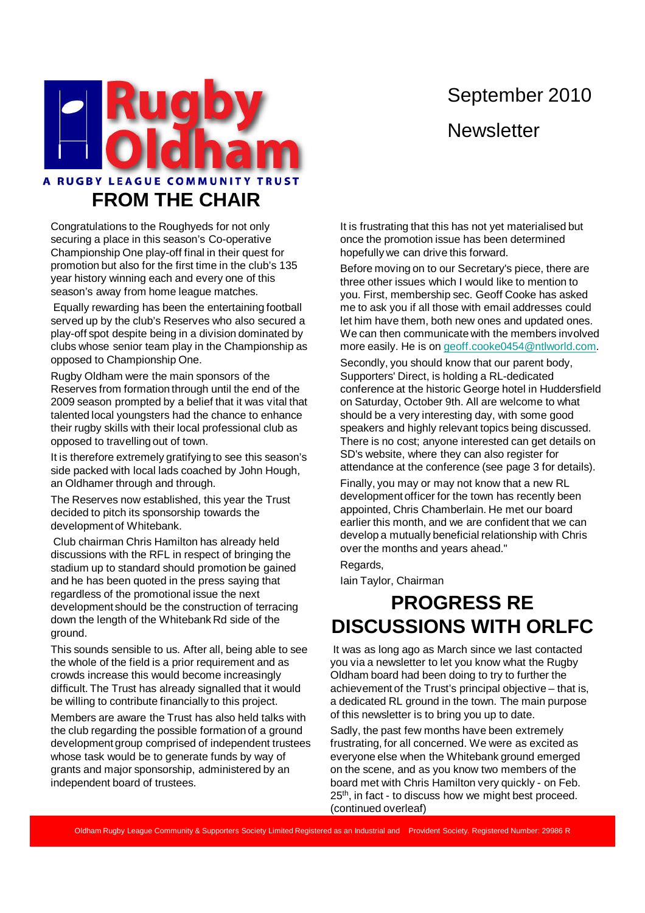Rugby Oldham

A RUGBY LEAGUE COMMUNITY TRUST

September 2010

Newsletter

# FROM THE CHAIR

Congratulations to the Roughyeds for not only securing a place in this season's Co-operative Championship One play-off final in their quest for promotion but also for the first time in the club's 135 year history winning each and every one of this season's away from home league matches.

Equally rewarding has been the entertaining football served up by the club's Reserves who also secured a play-off spot despite being in a division dominated by clubs whose senior team play in the Championship as opposed to Championship One.

Rugby Oldham were the main sponsors of the Reserves from formation through until the end of the 2009 season prompted by a belief that it was vital that talented local youngsters had the chance to enhance their rugby skills with their local professional club as opposed to travelling out of town.

It is therefore extremely gratifying to see this season's side packed with local lads coached by John Hough, an Oldhamer through and through.

The Reserves now established, this year the Trust decided to pitch its sponsorship towards the development of Whitebank.

Club chairman Chris Hamilton has already held discussions with the RFL in respect of bringing the stadium up to standard should promotion be gained and he has been quoted in the press saying that regardless of the promotional issue the next development should be the construction of terracing down the length of the Whitebank Rd side of the ground.

This sounds sensible to us. After all, being able to see the whole of the field is a prior requirement and as crowds increase this would become increasingly difficult. The Trust has already signalled that it would be willing to contribute financially to this project.

Members are aware the Trust has also held talks with the club regarding the possible formation of a ground development group comprised of independent trustees whose task would be to generate funds by way of grants and major sponsorship, administered by an independent board of trustees.

It is frustrating that this has not yet materialised but once the promotion issue has been determined hopefully we can drive this forward.

Before moving on to our Secretary's piece, there are three other issues which I would like to mention to you. First, membership sec. Geoff Cooke has asked me to ask you if all those with email addresses could let him have them, both new ones and updated ones. We can then communicate with the members involved more easily. He is on geoff.cooke0454@ntlworld.com.

Secondly, you should know that our parent body, Supporters' Direct, is holding a RL-dedicated conference at the historic George hotel in Huddersfield on Saturday, October 9th. All are welcome to what should be a very interesting day, with some good speakers and highly relevant topics being discussed. There is no cost; anyone interested can get details on SD's website, where they can also register for attendance at the conference (see page 3 for details).

Finally, you may or may not know that a new RL development officer for the town has recently been appointed, Chris Chamberlain. He met our board earlier this month, and we are confident that we can develop a mutually beneficial relationship with Chris over the months and years ahead."

Regards,

Iain Taylor, Chairman

# PROGRESS RE DISCUSSIONS WITH ORLFC

It was as long ago as March since we last contacted you via a newsletter to let you know what the Rugby Oldham board had been doing to try to further the achievement of the Trust's principal objective – that is, a dedicated RL ground in the town. The main purpose of this newsletter is to bring you up to date.

Sadly, the past few months have been extremely frustrating, for all concerned. We were as excited as everyone else when the Whitebank ground emerged on the scene, and as you know two members of the board met with Chris Hamilton very quickly - on Feb. 25th, in fact - to discuss how we might best proceed. (continued overleaf)

Oldham Rugby League Community & Supporters Society Limited Registered as an Industrial and Provident Society. Registered Number: 29986 R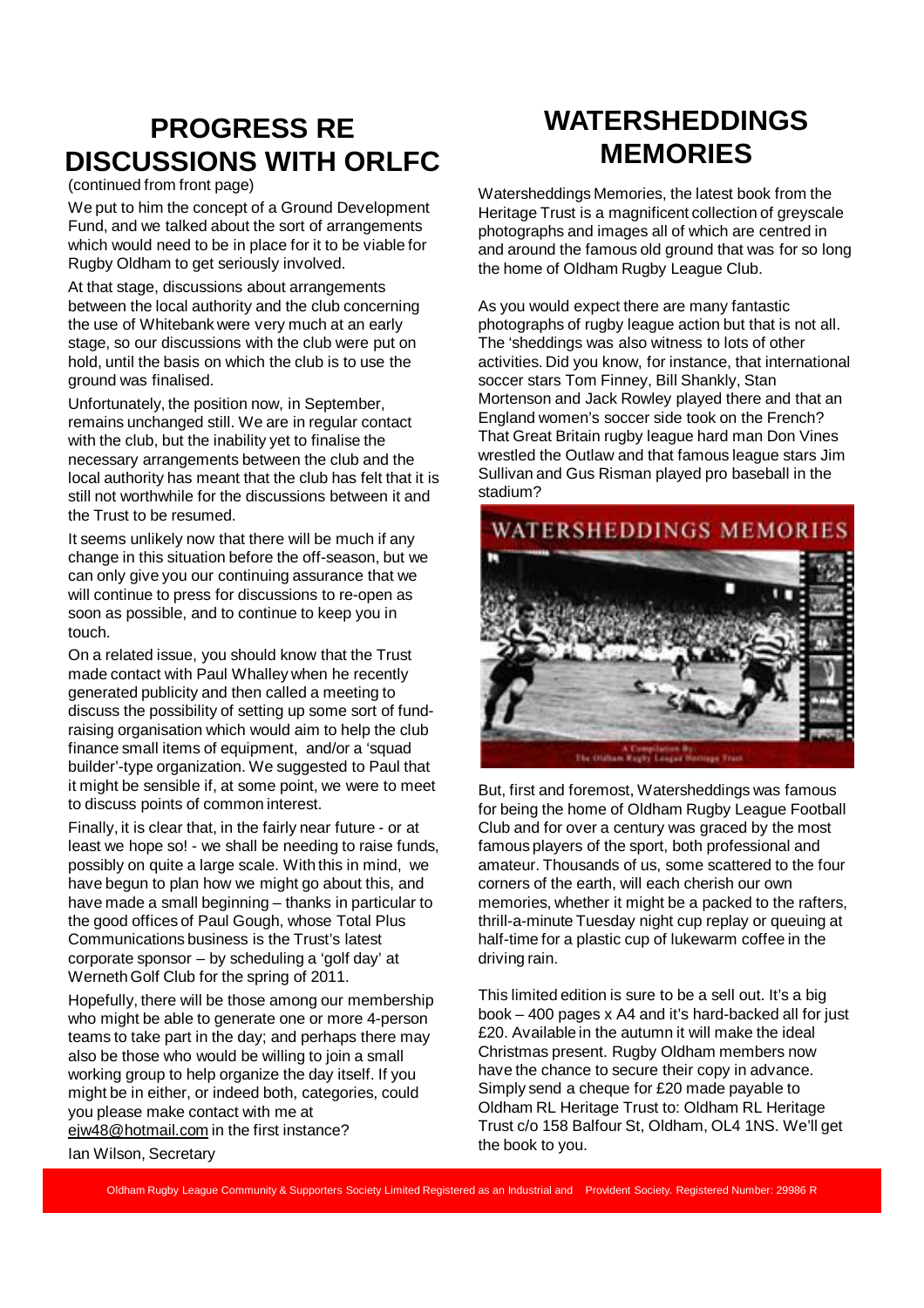## PROGRESS RE DISCUSSIONS WITH ORLFC

(continued from front page)

We put to him the concept of a Ground Development Fund, and we talked about the sort of arrangements which would need to be in place for it to be viable for Rugby Oldham to get seriously involved.

At that stage, discussions about arrangements between the local authority and the club concerning the use of Whitebank were very much at an early stage, so our discussions with the club were put on hold, until the basis on which the club is to use the ground was finalised.

Unfortunately, the position now, in September, remains unchanged still. We are in regular contact with the club, but the inability yet to finalise the necessary arrangements between the club and the local authority has meant that the club has felt that it is still not worthwhile for the discussions between it and the Trust to be resumed.

It seems unlikely now that there will be much if any change in this situation before the off-season, but we can only give you our continuing assurance that we will continue to press for discussions to re-open as soon as possible, and to continue to keep you in touch.

On a related issue, you should know that the Trust made contact with Paul Whalley when he recently generated publicity and then called a meeting to discuss the possibility of setting up some sort of fund-raising organisation which would aim to help the club finance small items of equipment, and/or a 'squad builder'-type organization. We suggested to Paul that it might be sensible if, at some point, we were to meet to discuss points of common interest.

Finally, it is clear that, in the fairly near future - or at least we hope so! - we shall be needing to raise funds, possibly on quite a large scale. With this in mind, we have begun to plan how we might go about this, and have made a small beginning – thanks in particular to the good offices of Paul Gough, whose Total Plus Communications business is the Trust's latest corporate sponsor – by scheduling a 'golf day' at Werneth Golf Club for the spring of 2011.

Hopefully, there will be those among our membership who might be able to generate one or more 4-person teams to take part in the day; and perhaps there may also be those who would be willing to join a small working group to help organize the day itself. If you might be in either, or indeed both, categories, could you please make contact with me at ejw48@hotmail.com in the first instance?

Ian Wilson, Secretary

## WATERSHEDDINGS MEMORIES

Watersheddings Memories, the latest book from the Heritage Trust is a magnificent collection of greyscale photographs and images all of which are centred in and around the famous old ground that was for so long the home of Oldham Rugby League Club.

As you would expect there are many fantastic photographs of rugby league action but that is not all. The 'sheddings was also witness to lots of other activities. Did you know, for instance, that international soccer stars Tom Finney, Bill Shankly, Stan Mortenson and Jack Rowley played there and that an England women's soccer side took on the French? That Great Britain rugby league hard man Don Vines wrestled the Outlaw and that famous league stars Jim Sullivan and Gus Risman played pro baseball in the stadium?

But, first and foremost, Watersheddings was famous for being the home of Oldham Rugby League Football Club and for over a century was graced by the most famous players of the sport, both professional and amateur. Thousands of us, some scattered to the four corners of the earth, will each cherish our own memories, whether it might be a packed to the rafters, thrill-a-minute Tuesday night cup replay or queuing at half-time for a plastic cup of lukewarm coffee in the driving rain.

This limited edition is sure to be a sell out. It's a big book – 400 pages x A4 and it's hard-backed all for just £20. Available in the autumn it will make the ideal Christmas present. Rugby Oldham members now have the chance to secure their copy in advance. Simply send a cheque for £20 made payable to Oldham RL Heritage Trust to: Oldham RL Heritage Trust c/o 158 Balfour St, Oldham, OL4 1NS. We'll get the book to you.

Oldham Rugby League Community & Supporters Society Limited Registered as an Industrial and Provident Society. Registered Number: 29986 R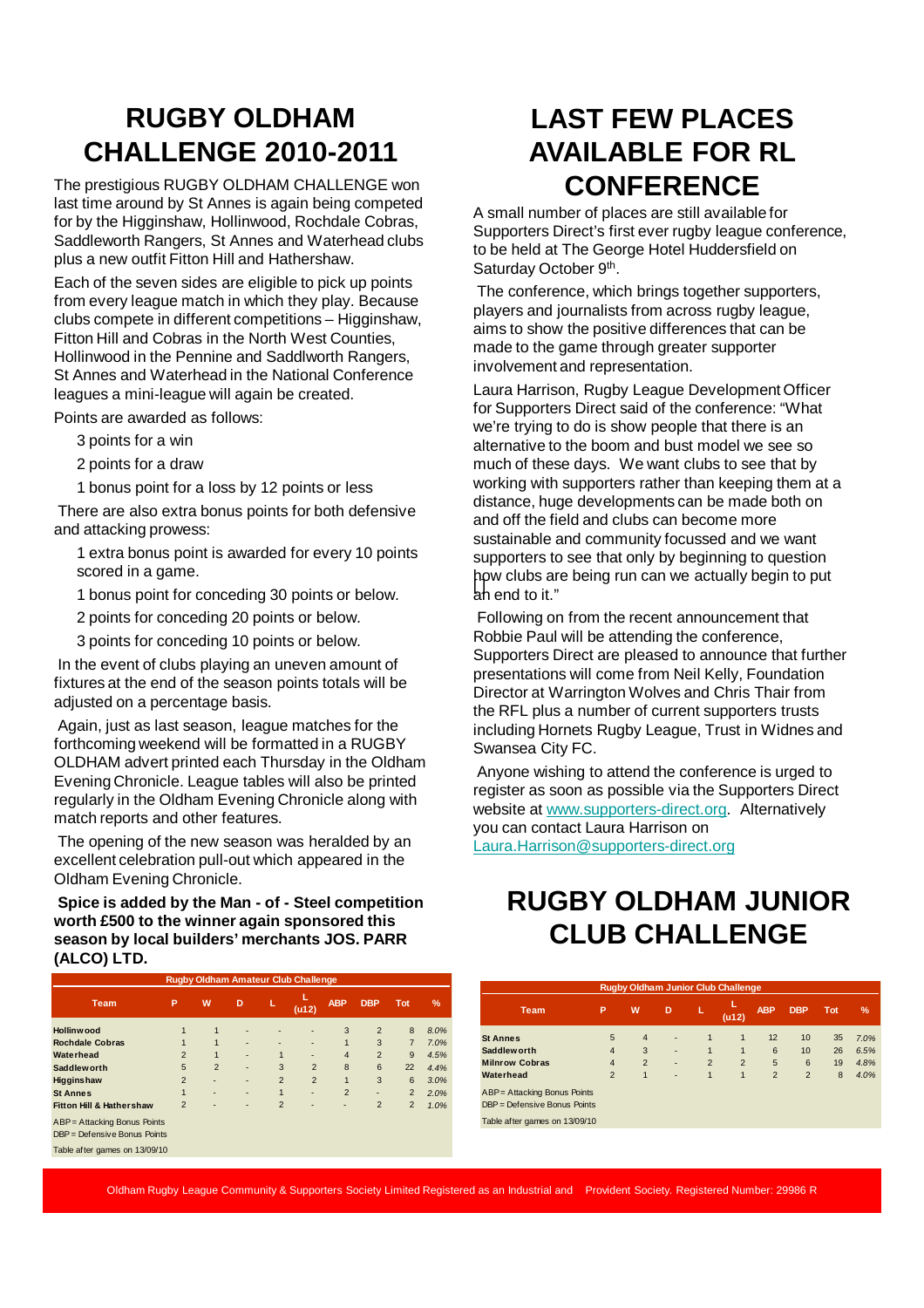# RUGBY OLDHAM CHALLENGE 2010-2011

The prestigious RUGBY OLDHAM CHALLENGE won last time around by St Annes is again being competed for by the Higginshaw, Hollinwood, Rochdale Cobras, Saddleworth Rangers, St Annes and Waterhead clubs plus a new outfit Fitton Hill and Hathershaw.

Each of the seven sides are eligible to pick up points from every league match in which they play. Because clubs compete in different competitions – Higginshaw, Fitton Hill and Cobras in the North West Counties, Hollinwood in the Pennine and Saddlworth Rangers, St Annes and Waterhead in the National Conference leagues a mini-league will again be created.

Points are awarded as follows:

- 3 points for a win
- 2 points for a draw
- 1 bonus point for a loss by 12 points or less

There are also extra bonus points for both defensive and attacking prowess:

- 1 extra bonus point is awarded for every 10 points scored in a game.
- 1 bonus point for conceding 30 points or below.
- 2 points for conceding 20 points or below.
- 3 points for conceding 10 points or below.

In the event of clubs playing an uneven amount of fixtures at the end of the season points totals will be adjusted on a percentage basis.

Again, just as last season, league matches for the forthcoming weekend will be formatted in a RUGBY OLDHAM advert printed each Thursday in the Oldham Evening Chronicle. League tables will also be printed regularly in the Oldham Evening Chronicle along with match reports and other features.

The opening of the new season was heralded by an excellent celebration pull-out which appeared in the Oldham Evening Chronicle.

**Spice is added by the Man - of - Steel competition worth £500 to the winner again sponsored this season by local builders' merchants JOS. PARR (ALCO) LTD.**

**Rugby Oldham Amateur Club Challenge**

| Team | P | W | D | L | L (u12) | ABP | DBP | Tot | % |
|---|---|---|---|---|---|---|---|---|---|
| Hollinwood | 1 | 1 | - | - | - | 3 | 2 | 8 | 8.0% |
| Rochdale Cobras | 1 | 1 | - | - | - | 1 | 3 | 7 | 7.0% |
| Waterhead | 2 | 1 | - | 1 | - | 4 | 2 | 9 | 4.5% |
| Saddleworth | 5 | 2 | - | 3 | 2 | 8 | 6 | 22 | 4.4% |
| Higginshaw | 2 | - | - | 2 | 2 | 1 | 3 | 6 | 3.0% |
| St Annes | 1 | - | - | 1 | - | 2 | - | 2 | 2.0% |
| Fitton Hill & Hathershaw | 2 | - | - | 2 | - | - | 2 | 2 | 1.0% |

ABP = Attacking Bonus Points
DBP = Defensive Bonus Points

Table after games on 13/09/10

# LAST FEW PLACES AVAILABLE FOR RL CONFERENCE

A small number of places are still available for Supporters Direct's first ever rugby league conference, to be held at The George Hotel Huddersfield on Saturday October 9th.

The conference, which brings together supporters, players and journalists from across rugby league, aims to show the positive differences that can be made to the game through greater supporter involvement and representation.

Laura Harrison, Rugby League Development Officer for Supporters Direct said of the conference: "What we're trying to do is show people that there is an alternative to the boom and bust model we see so much of these days. We want clubs to see that by working with supporters rather than keeping them at a distance, huge developments can be made both on and off the field and clubs can become more sustainable and community focussed and we want supporters to see that only by beginning to question how clubs are being run can we actually begin to put an end to it."

Following on from the recent announcement that Robbie Paul will be attending the conference, Supporters Direct are pleased to announce that further presentations will come from Neil Kelly, Foundation Director at Warrington Wolves and Chris Thair from the RFL plus a number of current supporters trusts including Hornets Rugby League, Trust in Widnes and Swansea City FC.

Anyone wishing to attend the conference is urged to register as soon as possible via the Supporters Direct website at www.supporters-direct.org. Alternatively you can contact Laura Harrison on Laura.Harrison@supporters-direct.org

# RUGBY OLDHAM JUNIOR CLUB CHALLENGE

**Rugby Oldham Junior Club Challenge**

| Team | P | W | D | L | L (u12) | ABP | DBP | Tot | % |
|---|---|---|---|---|---|---|---|---|---|
| St Annes | 5 | 4 | - | 1 | 1 | 12 | 10 | 35 | 7.0% |
| Saddleworth | 4 | 3 | - | 1 | 1 | 6 | 10 | 26 | 6.5% |
| Milnrow Cobras | 4 | 2 | - | 2 | 2 | 5 | 6 | 19 | 4.8% |
| Waterhead | 2 | 1 | - | 1 | 1 | 2 | 2 | 8 | 4.0% |

ABP = Attacking Bonus Points
DBP = Defensive Bonus Points

Table after games on 13/09/10

Oldham Rugby League Community & Supporters Society Limited Registered as an Industrial and Provident Society. Registered Number: 29986 R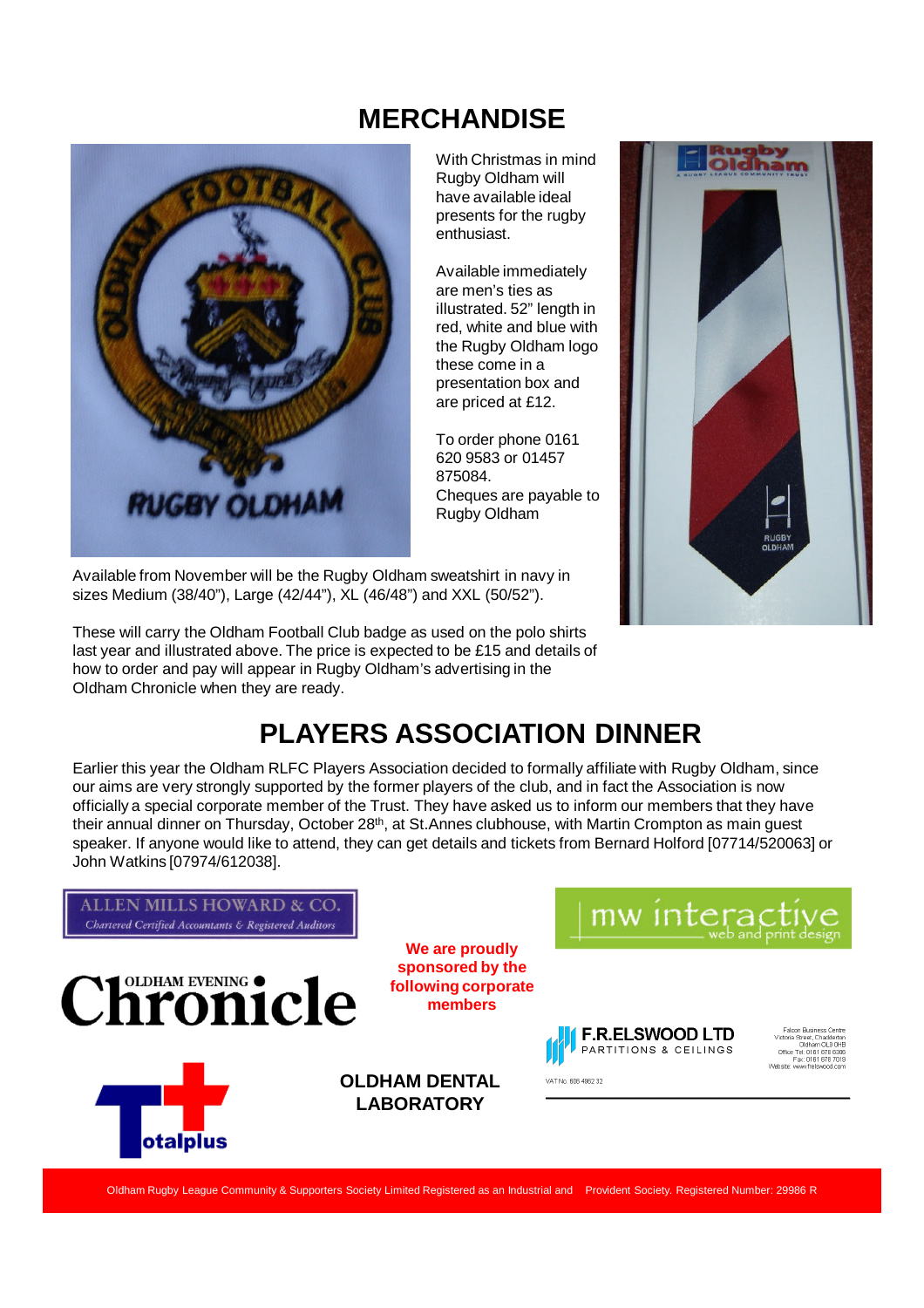# MERCHANDISE

With Christmas in mind Rugby Oldham will have available ideal presents for the rugby enthusiast.

Available immediately are men's ties as illustrated. 52" length in red, white and blue with the Rugby Oldham logo these come in a presentation box and are priced at £12.

To order phone 0161 620 9583 or 01457 875084.
Cheques are payable to Rugby Oldham

Available from November will be the Rugby Oldham sweatshirt in navy in sizes Medium (38/40"), Large (42/44"), XL (46/48") and XXL (50/52").

These will carry the Oldham Football Club badge as used on the polo shirts last year and illustrated above. The price is expected to be £15 and details of how to order and pay will appear in Rugby Oldham's advertising in the Oldham Chronicle when they are ready.

# PLAYERS ASSOCIATION DINNER

Earlier this year the Oldham RLFC Players Association decided to formally affiliate with Rugby Oldham, since our aims are very strongly supported by the former players of the club, and in fact the Association is now officially a special corporate member of the Trust. They have asked us to inform our members that they have their annual dinner on Thursday, October 28th, at St.Annes clubhouse, with Martin Crompton as main guest speaker. If anyone would like to attend, they can get details and tickets from Bernard Holford [07714/520063] or John Watkins [07974/612038].

**We are proudly sponsored by the following corporate members**

ALLEN MILLS HOWARD & CO.
Chartered Certified Accountants & Registered Auditors

mw interactive
web and print design

OLDHAM EVENING Chronicle

F.R.ELSWOOD LTD
PARTITIONS & CEILINGS

Totalplus

OLDHAM DENTAL LABORATORY

Oldham Rugby League Community & Supporters Society Limited Registered as an Industrial and Provident Society. Registered Number: 29986 R